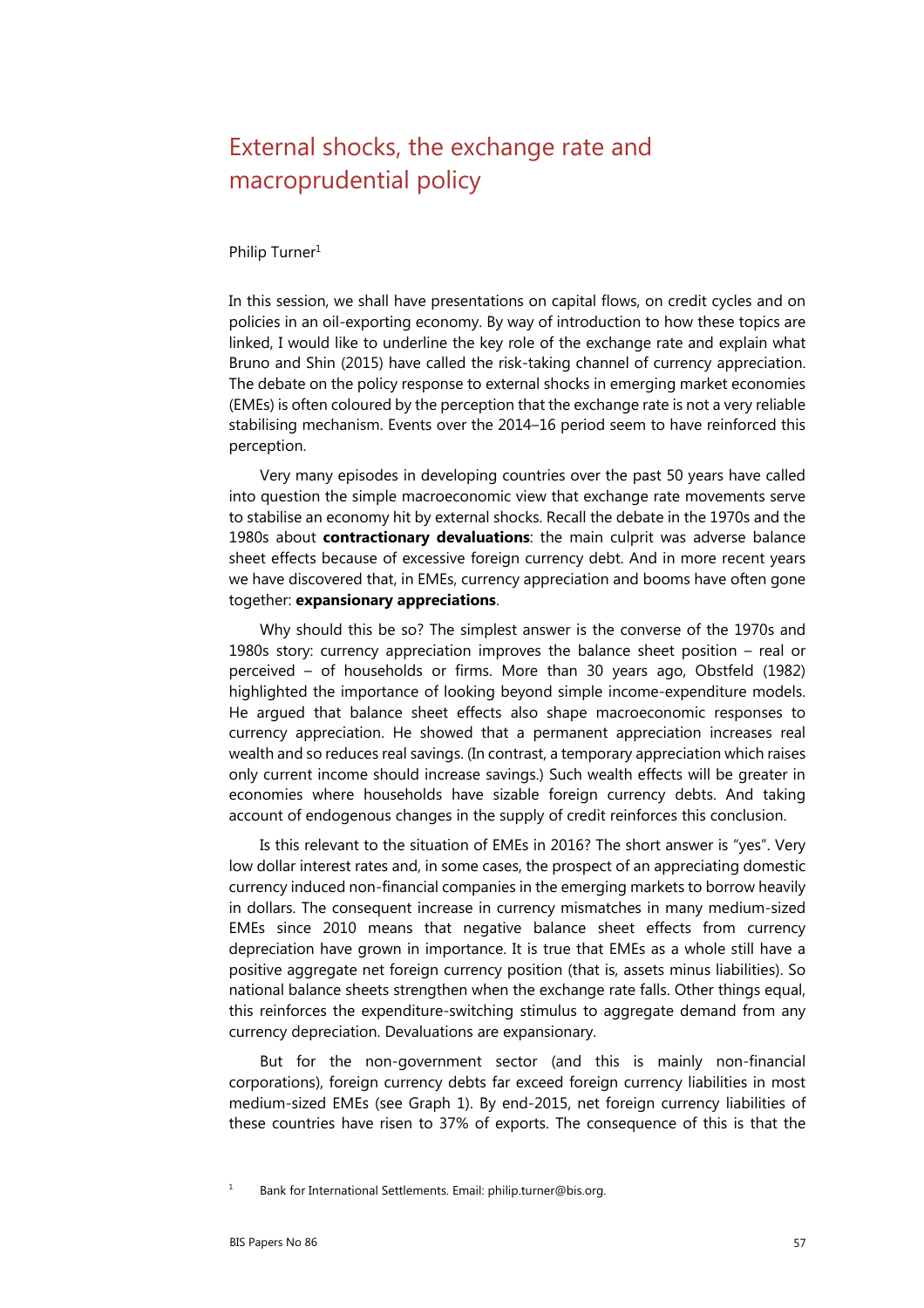# External shocks, the exchange rate and macroprudential policy

Philip Turner[1]

In this session, we shall have presentations on capital flows, on credit cycles and on policies in an oil-exporting economy. By way of introduction to how these topics are linked, I would like to underline the key role of the exchange rate and explain what Bruno and Shin (2015) have called the risk-taking channel of currency appreciation. The debate on the policy response to external shocks in emerging market economies (EMEs) is often coloured by the perception that the exchange rate is not a very reliable stabilising mechanism. Events over the 2014–16 period seem to have reinforced this perception.

Very many episodes in developing countries over the past 50 years have called into question the simple macroeconomic view that exchange rate movements serve to stabilise an economy hit by external shocks. Recall the debate in the 1970s and the 1980s about **contractionary devaluations**: the main culprit was adverse balance sheet effects because of excessive foreign currency debt. And in more recent years we have discovered that, in EMEs, currency appreciation and booms have often gone together: **expansionary appreciations**.

Why should this be so? The simplest answer is the converse of the 1970s and 1980s story: currency appreciation improves the balance sheet position – real or perceived – of households or firms. More than 30 years ago, Obstfeld (1982) highlighted the importance of looking beyond simple income-expenditure models. He argued that balance sheet effects also shape macroeconomic responses to currency appreciation. He showed that a permanent appreciation increases real wealth and so reduces real savings. (In contrast, a temporary appreciation which raises only current income should increase savings.) Such wealth effects will be greater in economies where households have sizable foreign currency debts. And taking account of endogenous changes in the supply of credit reinforces this conclusion.

Is this relevant to the situation of EMEs in 2016? The short answer is "yes". Very low dollar interest rates and, in some cases, the prospect of an appreciating domestic currency induced non-financial companies in the emerging markets to borrow heavily in dollars. The consequent increase in currency mismatches in many medium-sized EMEs since 2010 means that negative balance sheet effects from currency depreciation have grown in importance. It is true that EMEs as a whole still have a positive aggregate net foreign currency position (that is, assets minus liabilities). So national balance sheets strengthen when the exchange rate falls. Other things equal, this reinforces the expenditure-switching stimulus to aggregate demand from any currency depreciation. Devaluations are expansionary.

But for the non-government sector (and this is mainly non-financial corporations), foreign currency debts far exceed foreign currency liabilities in most medium-sized EMEs (see Graph 1). By end-2015, net foreign currency liabilities of these countries have risen to 37% of exports. The consequence of this is that the

[1] Bank for International Settlements. Email: philip.turner@bis.org.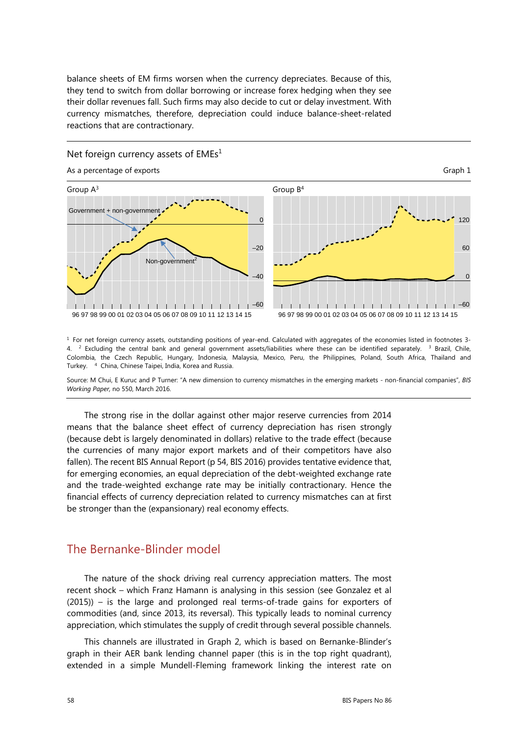balance sheets of EM firms worsen when the currency depreciates. Because of this, they tend to switch from dollar borrowing or increase forex hedging when they see their dollar revenues fall. Such firms may also decide to cut or delay investment. With currency mismatches, therefore, depreciation could induce balance-sheet-related reactions that are contractionary.

Net foreign currency assets of EMEs[1]

As a percentage of exports — Graph 1

Group A[3] — Group B[4]

[1] For net foreign currency assets, outstanding positions of year-end. Calculated with aggregates of the economies listed in footnotes 3-4. [2] Excluding the central bank and general government assets/liabilities where these can be identified separately. [3] Brazil, Chile, Colombia, the Czech Republic, Hungary, Indonesia, Malaysia, Mexico, Peru, the Philippines, Poland, South Africa, Thailand and Turkey. [4] China, Chinese Taipei, India, Korea and Russia.

Source: M Chui, E Kuruc and P Turner: "A new dimension to currency mismatches in the emerging markets - non-financial companies", *BIS Working Paper*, no 550, March 2016.

The strong rise in the dollar against other major reserve currencies from 2014 means that the balance sheet effect of currency depreciation has risen strongly (because debt is largely denominated in dollars) relative to the trade effect (because the currencies of many major export markets and of their competitors have also fallen). The recent BIS Annual Report (p 54, BIS 2016) provides tentative evidence that, for emerging economies, an equal depreciation of the debt-weighted exchange rate and the trade-weighted exchange rate may be initially contractionary. Hence the financial effects of currency depreciation related to currency mismatches can at first be stronger than the (expansionary) real economy effects.

## The Bernanke-Blinder model

The nature of the shock driving real currency appreciation matters. The most recent shock – which Franz Hamann is analysing in this session (see Gonzalez et al (2015)) – is the large and prolonged real terms-of-trade gains for exporters of commodities (and, since 2013, its reversal). This typically leads to nominal currency appreciation, which stimulates the supply of credit through several possible channels.

This channels are illustrated in Graph 2, which is based on Bernanke-Blinder's graph in their AER bank lending channel paper (this is in the top right quadrant), extended in a simple Mundell-Fleming framework linking the interest rate on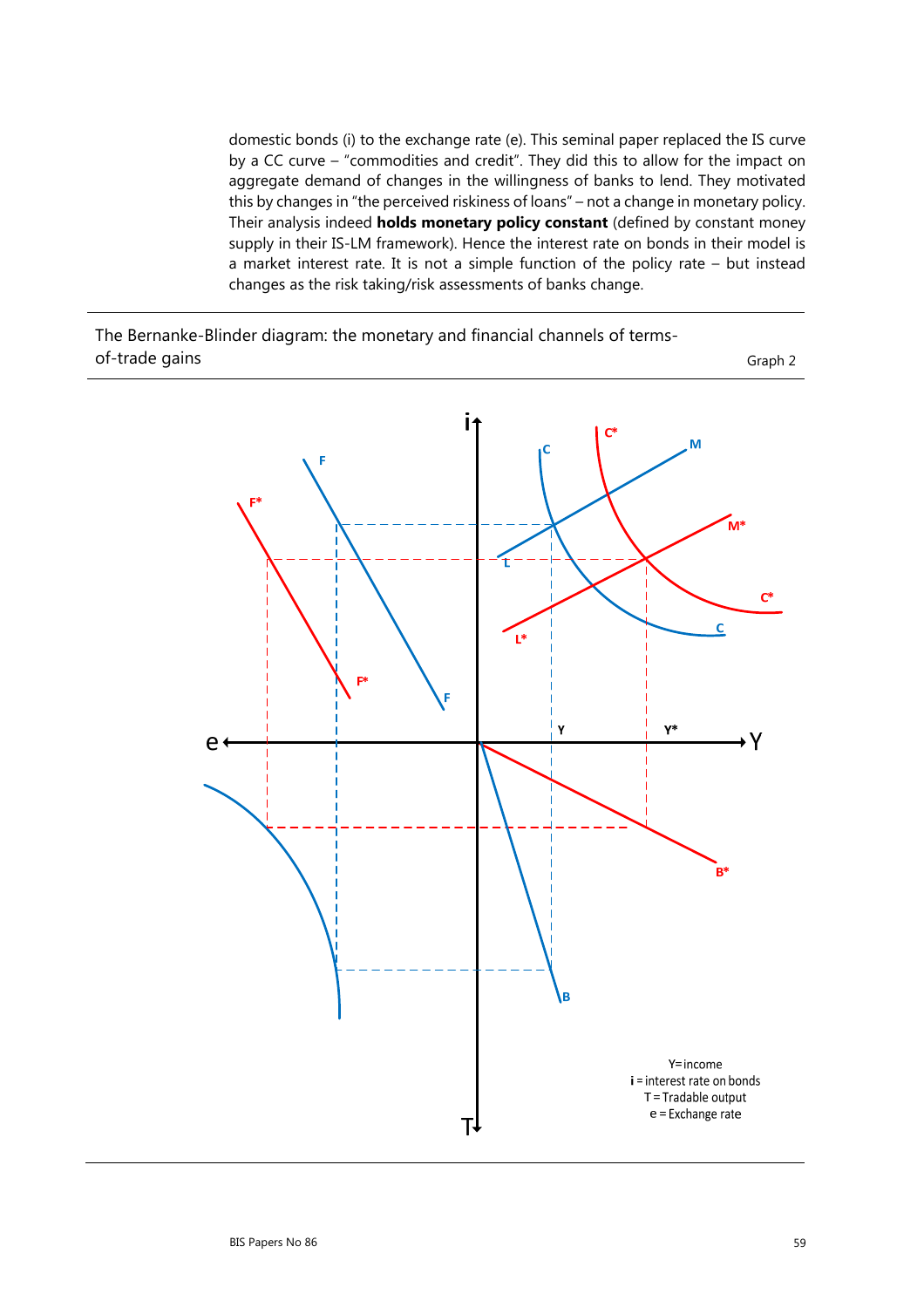domestic bonds (i) to the exchange rate (e). This seminal paper replaced the IS curve by a CC curve – "commodities and credit". They did this to allow for the impact on aggregate demand of changes in the willingness of banks to lend. They motivated this by changes in "the perceived riskiness of loans" – not a change in monetary policy. Their analysis indeed **holds monetary policy constant** (defined by constant money supply in their IS-LM framework). Hence the interest rate on bonds in their model is a market interest rate. It is not a simple function of the policy rate – but instead changes as the risk taking/risk assessments of banks change.

The Bernanke-Blinder diagram: the monetary and financial channels of terms-of-trade gains

Graph 2

Y = income
i = interest rate on bonds
T = Tradable output
e = Exchange rate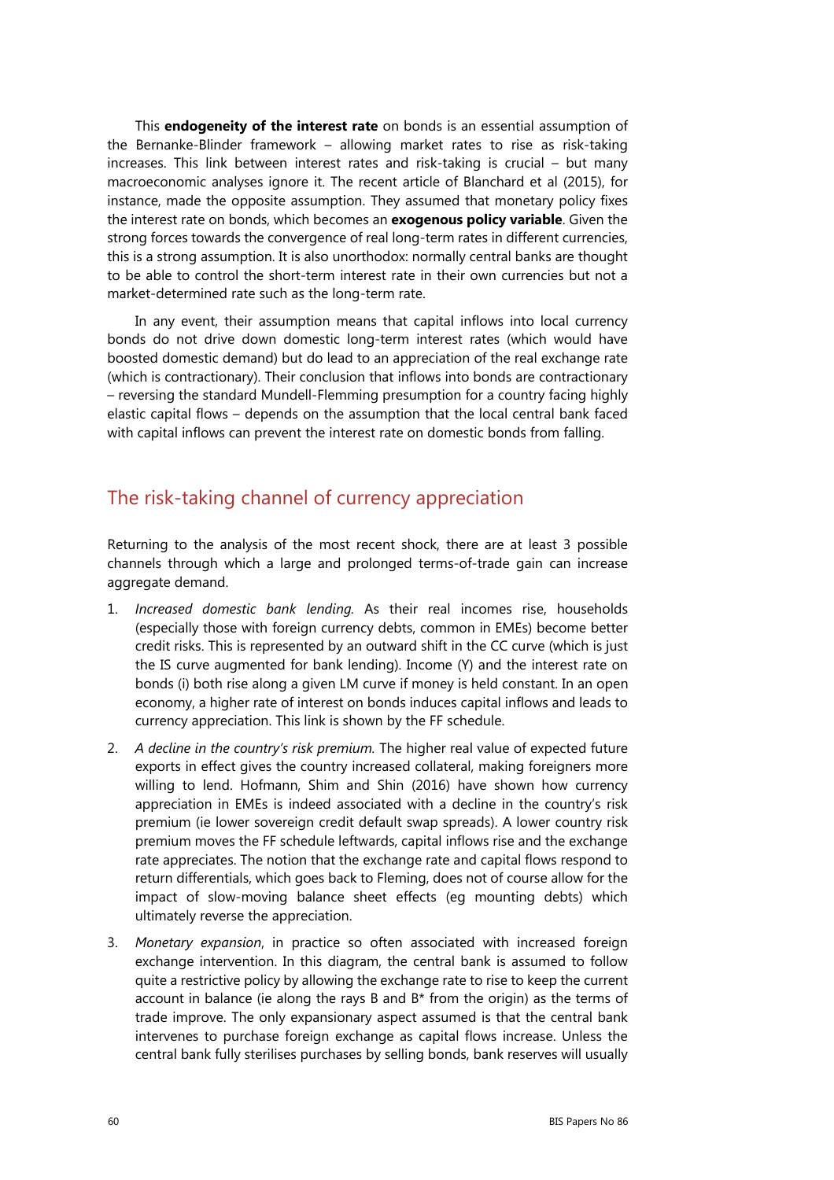This **endogeneity of the interest rate** on bonds is an essential assumption of the Bernanke-Blinder framework – allowing market rates to rise as risk-taking increases. This link between interest rates and risk-taking is crucial – but many macroeconomic analyses ignore it. The recent article of Blanchard et al (2015), for instance, made the opposite assumption. They assumed that monetary policy fixes the interest rate on bonds, which becomes an **exogenous policy variable**. Given the strong forces towards the convergence of real long-term rates in different currencies, this is a strong assumption. It is also unorthodox: normally central banks are thought to be able to control the short-term interest rate in their own currencies but not a market-determined rate such as the long-term rate.

In any event, their assumption means that capital inflows into local currency bonds do not drive down domestic long-term interest rates (which would have boosted domestic demand) but do lead to an appreciation of the real exchange rate (which is contractionary). Their conclusion that inflows into bonds are contractionary – reversing the standard Mundell-Flemming presumption for a country facing highly elastic capital flows – depends on the assumption that the local central bank faced with capital inflows can prevent the interest rate on domestic bonds from falling.

## The risk-taking channel of currency appreciation

Returning to the analysis of the most recent shock, there are at least 3 possible channels through which a large and prolonged terms-of-trade gain can increase aggregate demand.

1. *Increased domestic bank lending.* As their real incomes rise, households (especially those with foreign currency debts, common in EMEs) become better credit risks. This is represented by an outward shift in the CC curve (which is just the IS curve augmented for bank lending). Income (Y) and the interest rate on bonds (i) both rise along a given LM curve if money is held constant. In an open economy, a higher rate of interest on bonds induces capital inflows and leads to currency appreciation. This link is shown by the FF schedule.
2. *A decline in the country's risk premium.* The higher real value of expected future exports in effect gives the country increased collateral, making foreigners more willing to lend. Hofmann, Shim and Shin (2016) have shown how currency appreciation in EMEs is indeed associated with a decline in the country's risk premium (ie lower sovereign credit default swap spreads). A lower country risk premium moves the FF schedule leftwards, capital inflows rise and the exchange rate appreciates. The notion that the exchange rate and capital flows respond to return differentials, which goes back to Fleming, does not of course allow for the impact of slow-moving balance sheet effects (eg mounting debts) which ultimately reverse the appreciation.
3. *Monetary expansion*, in practice so often associated with increased foreign exchange intervention. In this diagram, the central bank is assumed to follow quite a restrictive policy by allowing the exchange rate to rise to keep the current account in balance (ie along the rays B and B* from the origin) as the terms of trade improve. The only expansionary aspect assumed is that the central bank intervenes to purchase foreign exchange as capital flows increase. Unless the central bank fully sterilises purchases by selling bonds, bank reserves will usually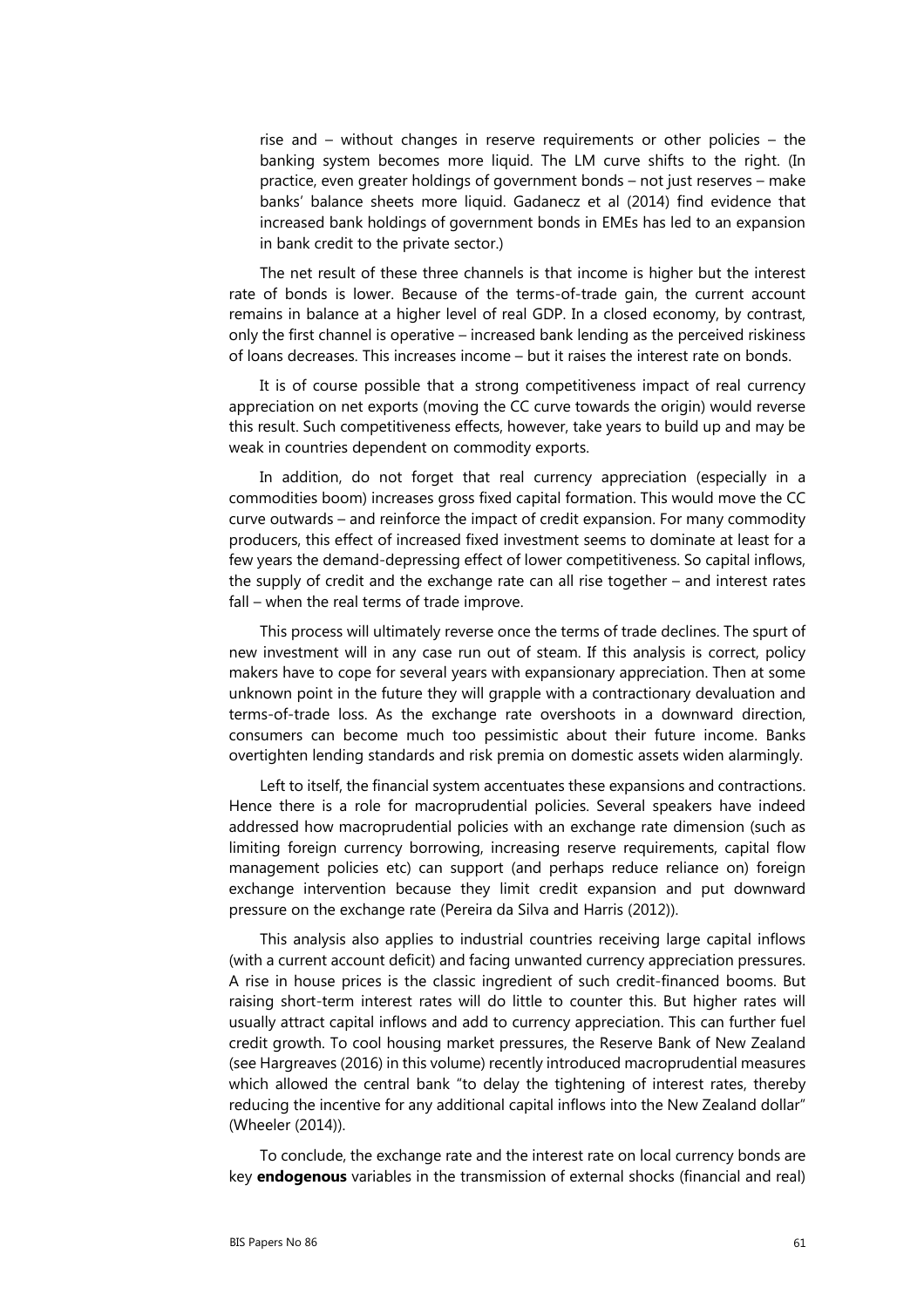rise and – without changes in reserve requirements or other policies – the banking system becomes more liquid. The LM curve shifts to the right. (In practice, even greater holdings of government bonds – not just reserves – make banks' balance sheets more liquid. Gadanecz et al (2014) find evidence that increased bank holdings of government bonds in EMEs has led to an expansion in bank credit to the private sector.)

The net result of these three channels is that income is higher but the interest rate of bonds is lower. Because of the terms-of-trade gain, the current account remains in balance at a higher level of real GDP. In a closed economy, by contrast, only the first channel is operative – increased bank lending as the perceived riskiness of loans decreases. This increases income – but it raises the interest rate on bonds.

It is of course possible that a strong competitiveness impact of real currency appreciation on net exports (moving the CC curve towards the origin) would reverse this result. Such competitiveness effects, however, take years to build up and may be weak in countries dependent on commodity exports.

In addition, do not forget that real currency appreciation (especially in a commodities boom) increases gross fixed capital formation. This would move the CC curve outwards – and reinforce the impact of credit expansion. For many commodity producers, this effect of increased fixed investment seems to dominate at least for a few years the demand-depressing effect of lower competitiveness. So capital inflows, the supply of credit and the exchange rate can all rise together – and interest rates fall – when the real terms of trade improve.

This process will ultimately reverse once the terms of trade declines. The spurt of new investment will in any case run out of steam. If this analysis is correct, policy makers have to cope for several years with expansionary appreciation. Then at some unknown point in the future they will grapple with a contractionary devaluation and terms-of-trade loss. As the exchange rate overshoots in a downward direction, consumers can become much too pessimistic about their future income. Banks overtighten lending standards and risk premia on domestic assets widen alarmingly.

Left to itself, the financial system accentuates these expansions and contractions. Hence there is a role for macroprudential policies. Several speakers have indeed addressed how macroprudential policies with an exchange rate dimension (such as limiting foreign currency borrowing, increasing reserve requirements, capital flow management policies etc) can support (and perhaps reduce reliance on) foreign exchange intervention because they limit credit expansion and put downward pressure on the exchange rate (Pereira da Silva and Harris (2012)).

This analysis also applies to industrial countries receiving large capital inflows (with a current account deficit) and facing unwanted currency appreciation pressures. A rise in house prices is the classic ingredient of such credit-financed booms. But raising short-term interest rates will do little to counter this. But higher rates will usually attract capital inflows and add to currency appreciation. This can further fuel credit growth. To cool housing market pressures, the Reserve Bank of New Zealand (see Hargreaves (2016) in this volume) recently introduced macroprudential measures which allowed the central bank "to delay the tightening of interest rates, thereby reducing the incentive for any additional capital inflows into the New Zealand dollar" (Wheeler (2014)).

To conclude, the exchange rate and the interest rate on local currency bonds are key **endogenous** variables in the transmission of external shocks (financial and real)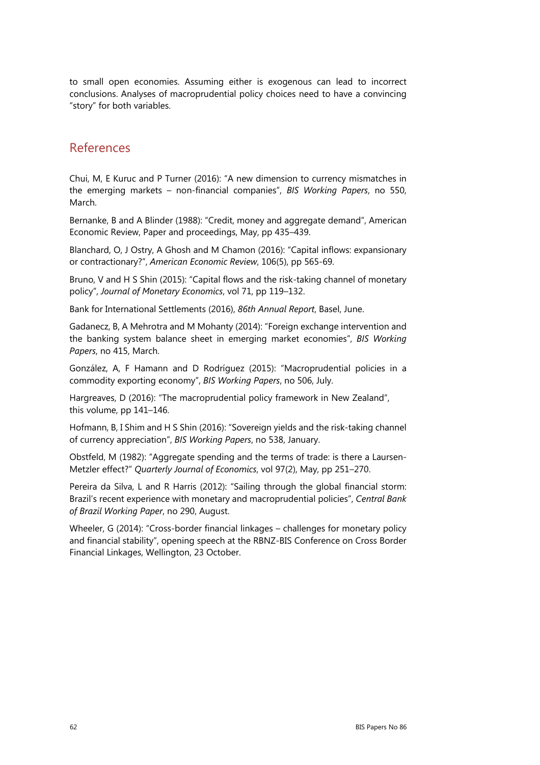to small open economies. Assuming either is exogenous can lead to incorrect conclusions. Analyses of macroprudential policy choices need to have a convincing "story" for both variables.

## References

Chui, M, E Kuruc and P Turner (2016): "A new dimension to currency mismatches in the emerging markets – non-financial companies", *BIS Working Papers*, no 550, March.

Bernanke, B and A Blinder (1988): "Credit, money and aggregate demand", American Economic Review, Paper and proceedings, May, pp 435–439.

Blanchard, O, J Ostry, A Ghosh and M Chamon (2016): "Capital inflows: expansionary or contractionary?", *American Economic Review*, 106(5), pp 565-69.

Bruno, V and H S Shin (2015): "Capital flows and the risk-taking channel of monetary policy", *Journal of Monetary Economics*, vol 71, pp 119–132.

Bank for International Settlements (2016), *86th Annual Report*, Basel, June.

Gadanecz, B, A Mehrotra and M Mohanty (2014): "Foreign exchange intervention and the banking system balance sheet in emerging market economies", *BIS Working Papers*, no 415, March.

González, A, F Hamann and D Rodríguez (2015): "Macroprudential policies in a commodity exporting economy", *BIS Working Papers*, no 506, July.

Hargreaves, D (2016): "The macroprudential policy framework in New Zealand", this volume, pp 141–146.

Hofmann, B, I Shim and H S Shin (2016): "Sovereign yields and the risk-taking channel of currency appreciation", *BIS Working Papers*, no 538, January.

Obstfeld, M (1982): "Aggregate spending and the terms of trade: is there a Laursen-Metzler effect?" *Quarterly Journal of Economics*, vol 97(2), May, pp 251–270.

Pereira da Silva, L and R Harris (2012): "Sailing through the global financial storm: Brazil's recent experience with monetary and macroprudential policies", *Central Bank of Brazil Working Paper*, no 290, August.

Wheeler, G (2014): "Cross-border financial linkages – challenges for monetary policy and financial stability", opening speech at the RBNZ-BIS Conference on Cross Border Financial Linkages, Wellington, 23 October.